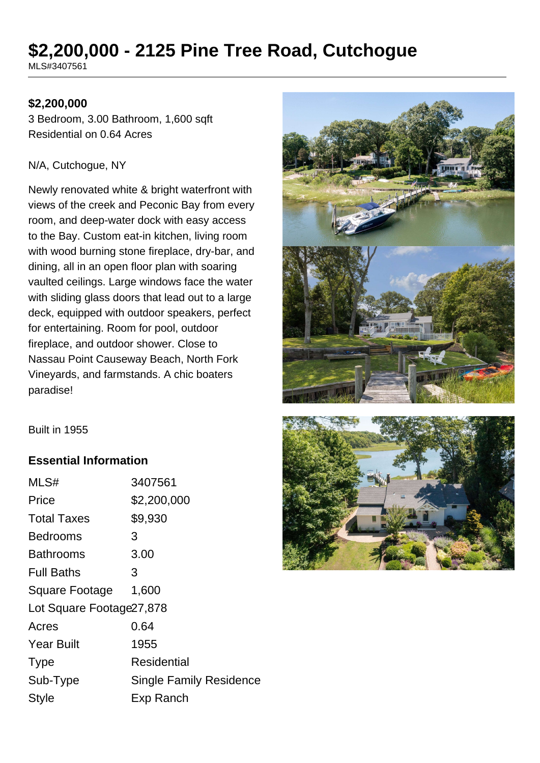# $2,200,000 - 2125 Pine Tree Road, Cutchogue

MLS#3407561

**$2,200,000**

3 Bedroom, 3.00 Bathroom, 1,600 sqft

Residential on 0.64 Acres

N/A, Cutchogue, NY

Newly renovated white & bright waterfront with views of the creek and Peconic Bay from every room, and deep-water dock with easy access to the Bay. Custom eat-in kitchen, living room with wood burning stone fireplace, dry-bar, and dining, all in an open floor plan with soaring vaulted ceilings. Large windows face the water with sliding glass doors that lead out to a large deck, equipped with outdoor speakers, perfect for entertaining. Room for pool, outdoor fireplace, and outdoor shower. Close to Nassau Point Causeway Beach, North Fork Vineyards, and farmstands. A chic boaters paradise!

Built in 1955

### Essential Information

| | |
|---|---|
| MLS# | 3407561 |
| Price | $2,200,000 |
| Total Taxes | $9,930 |
| Bedrooms | 3 |
| Bathrooms | 3.00 |
| Full Baths | 3 |
| Square Footage | 1,600 |
| Lot Square Footage | 27,878 |
| Acres | 0.64 |
| Year Built | 1955 |
| Type | Residential |
| Sub-Type | Single Family Residence |
| Style | Exp Ranch |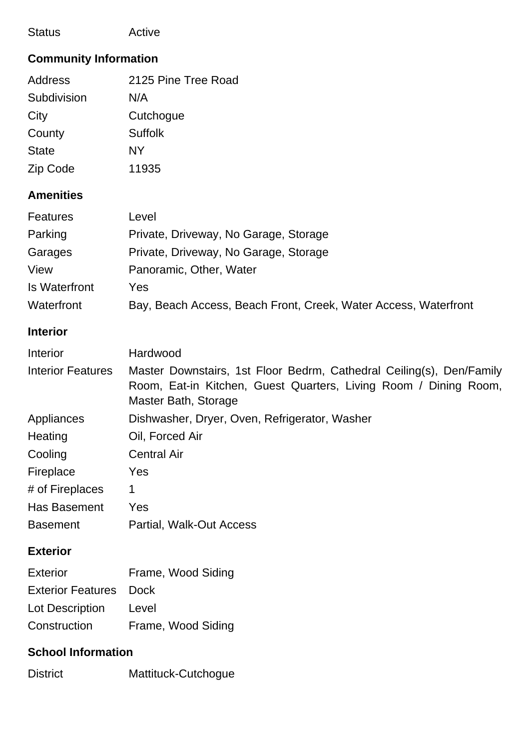| | |
|---|---|
| Status | Active |

## Community Information

| | |
|---|---|
| Address | 2125 Pine Tree Road |
| Subdivision | N/A |
| City | Cutchogue |
| County | Suffolk |
| State | NY |
| Zip Code | 11935 |

## Amenities

| | |
|---|---|
| Features | Level |
| Parking | Private, Driveway, No Garage, Storage |
| Garages | Private, Driveway, No Garage, Storage |
| View | Panoramic, Other, Water |
| Is Waterfront | Yes |
| Waterfront | Bay, Beach Access, Beach Front, Creek, Water Access, Waterfront |

## Interior

| | |
|---|---|
| Interior | Hardwood |
| Interior Features | Master Downstairs, 1st Floor Bedrm, Cathedral Ceiling(s), Den/Family Room, Eat-in Kitchen, Guest Quarters, Living Room / Dining Room, Master Bath, Storage |
| Appliances | Dishwasher, Dryer, Oven, Refrigerator, Washer |
| Heating | Oil, Forced Air |
| Cooling | Central Air |
| Fireplace | Yes |
| # of Fireplaces | 1 |
| Has Basement | Yes |
| Basement | Partial, Walk-Out Access |

## Exterior

| | |
|---|---|
| Exterior | Frame, Wood Siding |
| Exterior Features | Dock |
| Lot Description | Level |
| Construction | Frame, Wood Siding |

## School Information

| | |
|---|---|
| District | Mattituck-Cutchogue |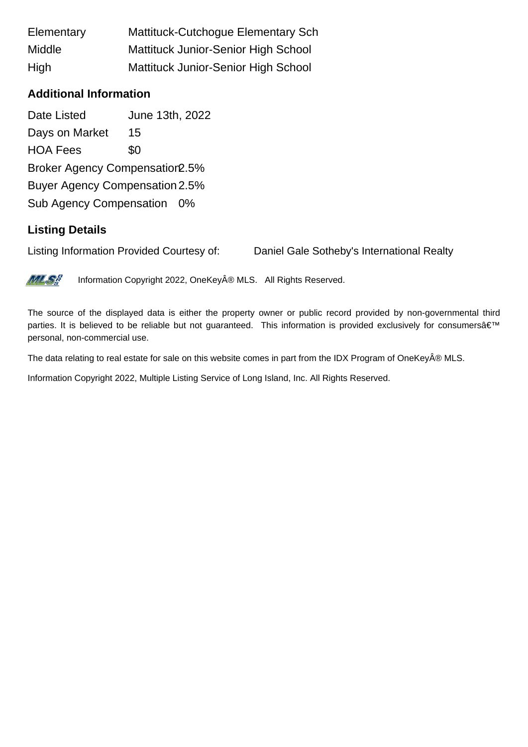| | |
|---|---|
| Elementary | Mattituck-Cutchogue Elementary Sch |
| Middle | Mattituck Junior-Senior High School |
| High | Mattituck Junior-Senior High School |

## Additional Information

| | |
|---|---|
| Date Listed | June 13th, 2022 |
| Days on Market | 15 |
| HOA Fees | $0 |
| Broker Agency Compensation | 2.5% |
| Buyer Agency Compensation | 2.5% |
| Sub Agency Compensation | 0% |

## Listing Details

Listing Information Provided Courtesy of: Daniel Gale Sotheby's International Realty

Information Copyright 2022, OneKeyÂ® MLS. All Rights Reserved.

The source of the displayed data is either the property owner or public record provided by non-governmental third parties. It is believed to be reliable but not guaranteed. This information is provided exclusively for consumersâ€™ personal, non-commercial use.

The data relating to real estate for sale on this website comes in part from the IDX Program of OneKeyÂ® MLS.

Information Copyright 2022, Multiple Listing Service of Long Island, Inc. All Rights Reserved.